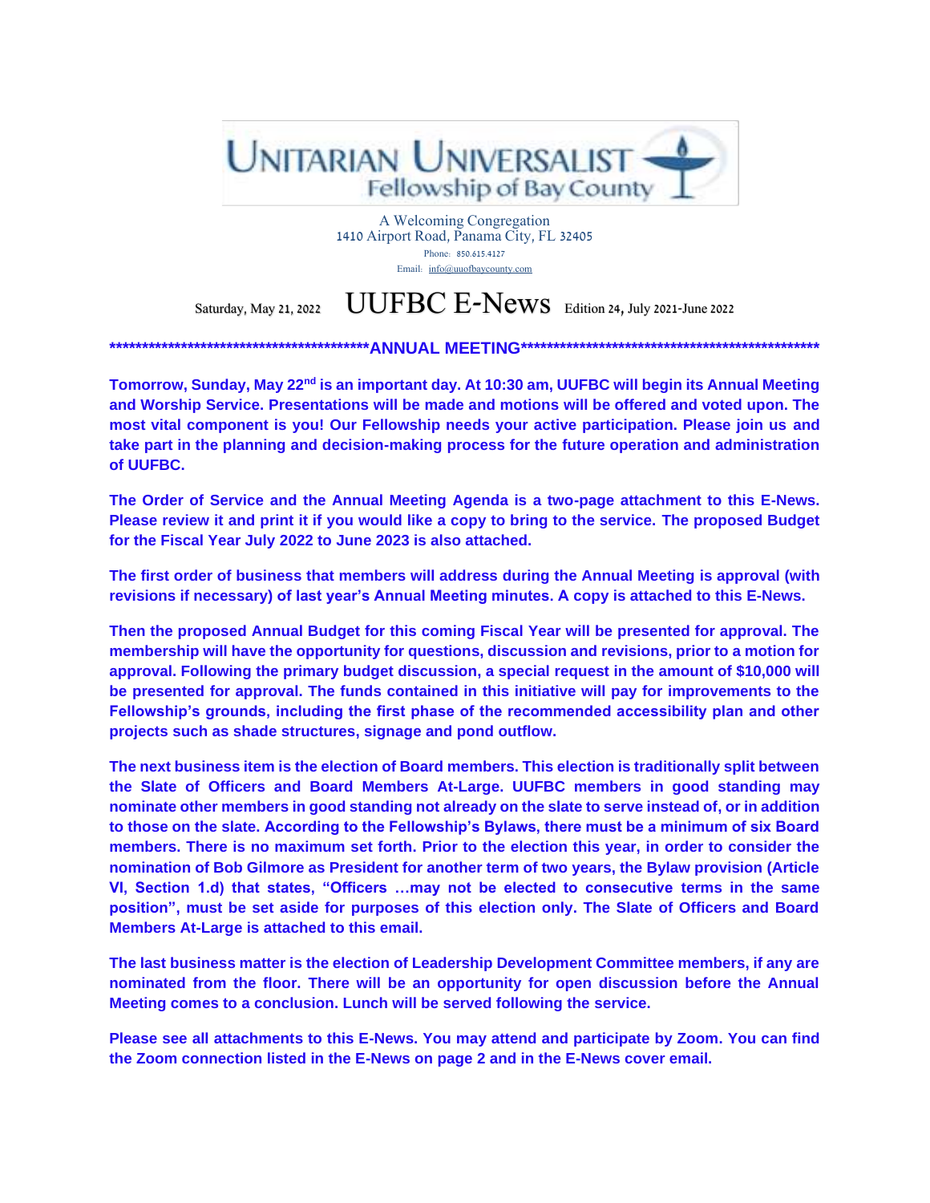# UNITARIAN UNIVERSALIST Fellowship of Bay County

A Welcoming Congregation
1410 Airport Road, Panama City, FL 32405
Phone: 850.615.4127
Email: info@uuofbaycounty.com

Saturday, May 21, 2022 **UUFBC E-News** Edition 24, July 2021-June 2022

**\*\*\*\*\*\*\*\*\*\*\*\*\*\*\*\*\*\*\*\*\*\*\*\*\*\*\*\*\*\*\*\*\*\*\*\*\*\*\*\*\*\*ANNUAL MEETING\*\*\*\*\*\*\*\*\*\*\*\*\*\*\*\*\*\*\*\*\*\*\*\*\*\*\*\*\*\*\*\*\*\*\*\*\*\*\*\*\*\*\*\*\*\***

**Tomorrow, Sunday, May 22nd is an important day. At 10:30 am, UUFBC will begin its Annual Meeting and Worship Service. Presentations will be made and motions will be offered and voted upon. The most vital component is you! Our Fellowship needs your active participation. Please join us and take part in the planning and decision-making process for the future operation and administration of UUFBC.**

**The Order of Service and the Annual Meeting Agenda is a two-page attachment to this E-News. Please review it and print it if you would like a copy to bring to the service. The proposed Budget for the Fiscal Year July 2022 to June 2023 is also attached.**

**The first order of business that members will address during the Annual Meeting is approval (with revisions if necessary) of last year's Annual Meeting minutes. A copy is attached to this E-News.**

**Then the proposed Annual Budget for this coming Fiscal Year will be presented for approval. The membership will have the opportunity for questions, discussion and revisions, prior to a motion for approval. Following the primary budget discussion, a special request in the amount of $10,000 will be presented for approval. The funds contained in this initiative will pay for improvements to the Fellowship's grounds, including the first phase of the recommended accessibility plan and other projects such as shade structures, signage and pond outflow.**

**The next business item is the election of Board members. This election is traditionally split between the Slate of Officers and Board Members At-Large. UUFBC members in good standing may nominate other members in good standing not already on the slate to serve instead of, or in addition to those on the slate. According to the Fellowship's Bylaws, there must be a minimum of six Board members. There is no maximum set forth. Prior to the election this year, in order to consider the nomination of Bob Gilmore as President for another term of two years, the Bylaw provision (Article VI, Section 1.d) that states, "Officers …may not be elected to consecutive terms in the same position", must be set aside for purposes of this election only. The Slate of Officers and Board Members At-Large is attached to this email.**

**The last business matter is the election of Leadership Development Committee members, if any are nominated from the floor. There will be an opportunity for open discussion before the Annual Meeting comes to a conclusion. Lunch will be served following the service.**

**Please see all attachments to this E-News. You may attend and participate by Zoom. You can find the Zoom connection listed in the E-News on page 2 and in the E-News cover email.**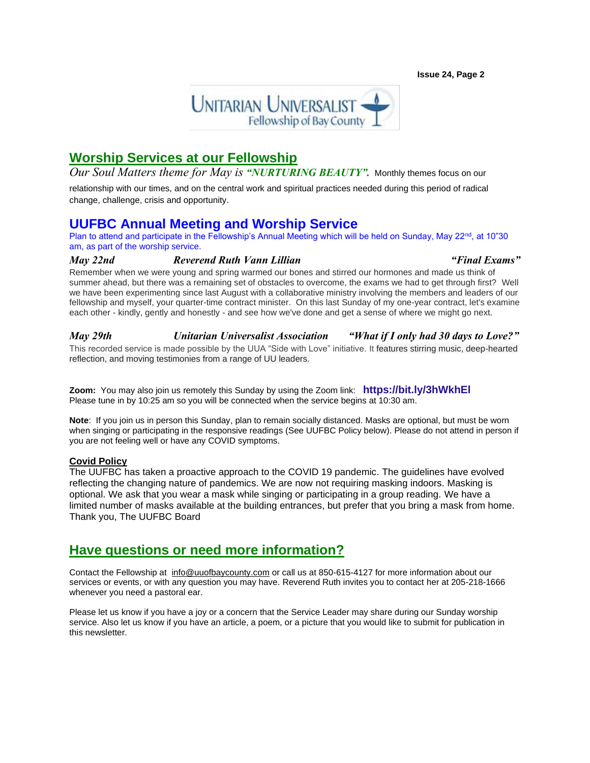Unitarian Universalist Fellowship of Bay County

## Worship Services at our Fellowship

*Our Soul Matters theme for May is* ***"NURTURING BEAUTY".*** Monthly themes focus on our relationship with our times, and on the central work and spiritual practices needed during this period of radical change, challenge, crisis and opportunity.

## UUFBC Annual Meeting and Worship Service

Plan to attend and participate in the Fellowship's Annual Meeting which will be held on Sunday, May 22nd, at 10"30 am, as part of the worship service.

***May 22nd*** ***Reverend Ruth Vann Lillian*** ***"Final Exams"***

Remember when we were young and spring warmed our bones and stirred our hormones and made us think of summer ahead, but there was a remaining set of obstacles to overcome, the exams we had to get through first? Well we have been experimenting since last August with a collaborative ministry involving the members and leaders of our fellowship and myself, your quarter-time contract minister. On this last Sunday of my one-year contract, let's examine each other - kindly, gently and honestly - and see how we've done and get a sense of where we might go next.

***May 29th*** ***Unitarian Universalist Association*** ***"What if I only had 30 days to Love?"***

This recorded service is made possible by the UUA "Side with Love" initiative. It features stirring music, deep-hearted reflection, and moving testimonies from a range of UU leaders.

**Zoom:** You may also join us remotely this Sunday by using the Zoom link: **https://bit.ly/3hWkhEl**
Please tune in by 10:25 am so you will be connected when the service begins at 10:30 am.

**Note**: If you join us in person this Sunday, plan to remain socially distanced. Masks are optional, but must be worn when singing or participating in the responsive readings (See UUFBC Policy below). Please do not attend in person if you are not feeling well or have any COVID symptoms.

**Covid Policy**

The UUFBC has taken a proactive approach to the COVID 19 pandemic. The guidelines have evolved reflecting the changing nature of pandemics. We are now not requiring masking indoors. Masking is optional. We ask that you wear a mask while singing or participating in a group reading. We have a limited number of masks available at the building entrances, but prefer that you bring a mask from home.
Thank you, The UUFBC Board

## Have questions or need more information?

Contact the Fellowship at info@uuofbaycounty.com or call us at 850-615-4127 for more information about our services or events, or with any question you may have. Reverend Ruth invites you to contact her at 205-218-1666 whenever you need a pastoral ear.

Please let us know if you have a joy or a concern that the Service Leader may share during our Sunday worship service. Also let us know if you have an article, a poem, or a picture that you would like to submit for publication in this newsletter.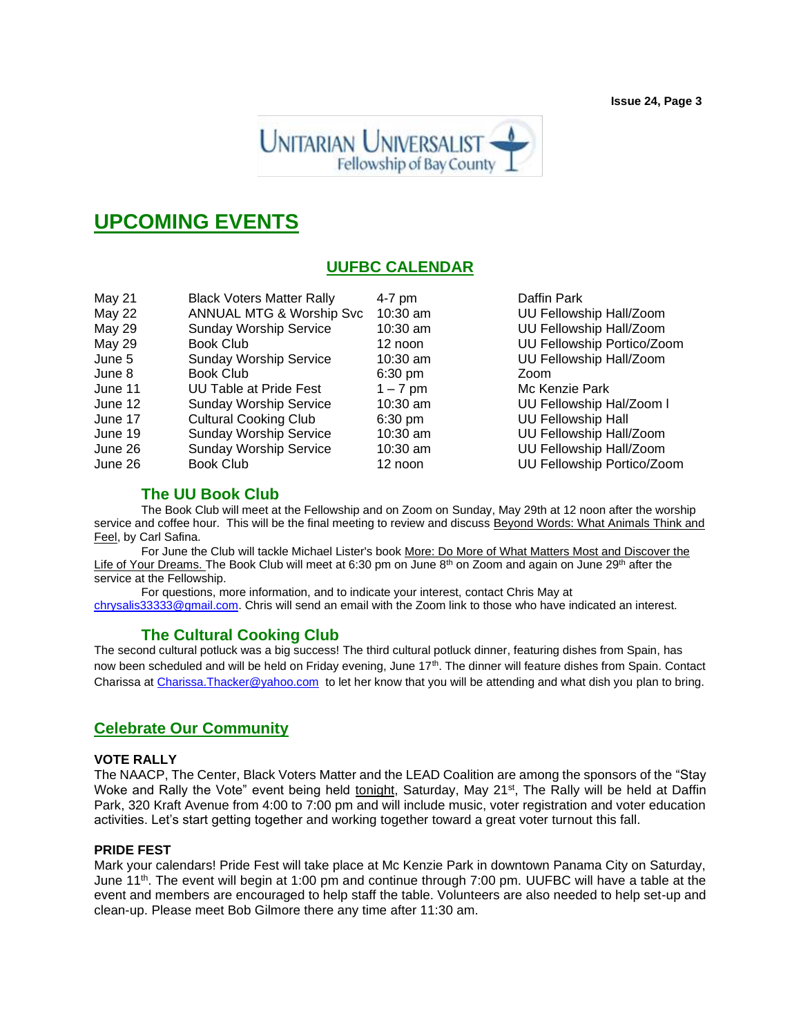Unitarian Universalist Fellowship of Bay County

# UPCOMING EVENTS

## UUFBC CALENDAR

| | | | |
|---|---|---|---|
| May 21 | Black Voters Matter Rally | 4-7 pm | Daffin Park |
| May 22 | ANNUAL MTG & Worship Svc | 10:30 am | UU Fellowship Hall/Zoom |
| May 29 | Sunday Worship Service | 10:30 am | UU Fellowship Hall/Zoom |
| May 29 | Book Club | 12 noon | UU Fellowship Portico/Zoom |
| June 5 | Sunday Worship Service | 10:30 am | UU Fellowship Hall/Zoom |
| June 8 | Book Club | 6:30 pm | Zoom |
| June 11 | UU Table at Pride Fest | 1 – 7 pm | Mc Kenzie Park |
| June 12 | Sunday Worship Service | 10:30 am | UU Fellowship Hal/Zoom l |
| June 17 | Cultural Cooking Club | 6:30 pm | UU Fellowship Hall |
| June 19 | Sunday Worship Service | 10:30 am | UU Fellowship Hall/Zoom |
| June 26 | Sunday Worship Service | 10:30 am | UU Fellowship Hall/Zoom |
| June 26 | Book Club | 12 noon | UU Fellowship Portico/Zoom |

### The UU Book Club

The Book Club will meet at the Fellowship and on Zoom on Sunday, May 29th at 12 noon after the worship service and coffee hour. This will be the final meeting to review and discuss Beyond Words: What Animals Think and Feel, by Carl Safina.

For June the Club will tackle Michael Lister's book More: Do More of What Matters Most and Discover the Life of Your Dreams. The Book Club will meet at 6:30 pm on June 8th on Zoom and again on June 29th after the service at the Fellowship.

For questions, more information, and to indicate your interest, contact Chris May at chrysalis33333@gmail.com. Chris will send an email with the Zoom link to those who have indicated an interest.

### The Cultural Cooking Club

The second cultural potluck was a big success! The third cultural potluck dinner, featuring dishes from Spain, has now been scheduled and will be held on Friday evening, June 17th. The dinner will feature dishes from Spain. Contact Charissa at Charissa.Thacker@yahoo.com to let her know that you will be attending and what dish you plan to bring.

## Celebrate Our Community

**VOTE RALLY**

The NAACP, The Center, Black Voters Matter and the LEAD Coalition are among the sponsors of the "Stay Woke and Rally the Vote" event being held tonight, Saturday, May 21st, The Rally will be held at Daffin Park, 320 Kraft Avenue from 4:00 to 7:00 pm and will include music, voter registration and voter education activities. Let's start getting together and working together toward a great voter turnout this fall.

**PRIDE FEST**

Mark your calendars! Pride Fest will take place at Mc Kenzie Park in downtown Panama City on Saturday, June 11th. The event will begin at 1:00 pm and continue through 7:00 pm. UUFBC will have a table at the event and members are encouraged to help staff the table. Volunteers are also needed to help set-up and clean-up. Please meet Bob Gilmore there any time after 11:30 am.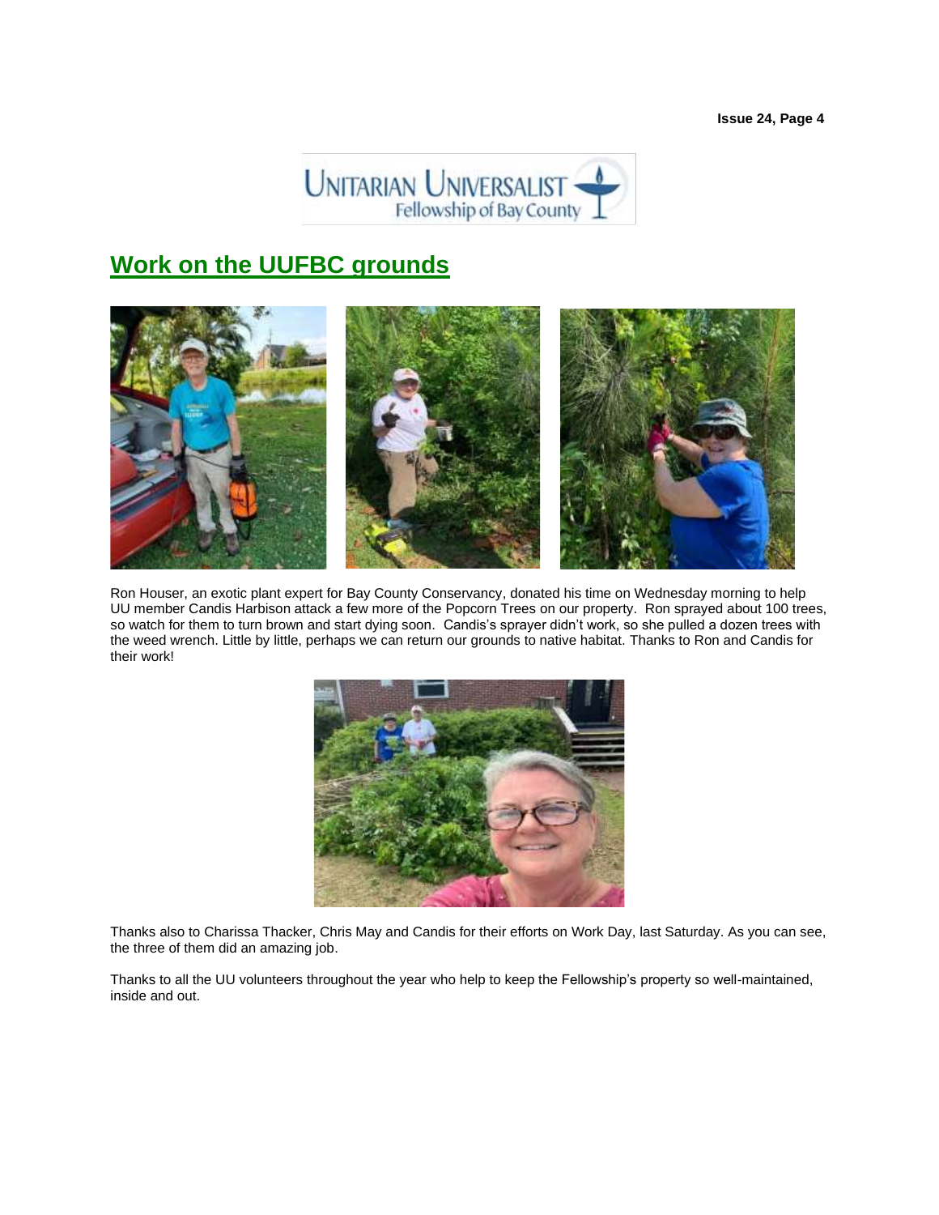## Work on the UUFBC grounds

Ron Houser, an exotic plant expert for Bay County Conservancy, donated his time on Wednesday morning to help UU member Candis Harbison attack a few more of the Popcorn Trees on our property. Ron sprayed about 100 trees, so watch for them to turn brown and start dying soon. Candis's sprayer didn't work, so she pulled a dozen trees with the weed wrench. Little by little, perhaps we can return our grounds to native habitat. Thanks to Ron and Candis for their work!

Thanks also to Charissa Thacker, Chris May and Candis for their efforts on Work Day, last Saturday. As you can see, the three of them did an amazing job.

Thanks to all the UU volunteers throughout the year who help to keep the Fellowship's property so well-maintained, inside and out.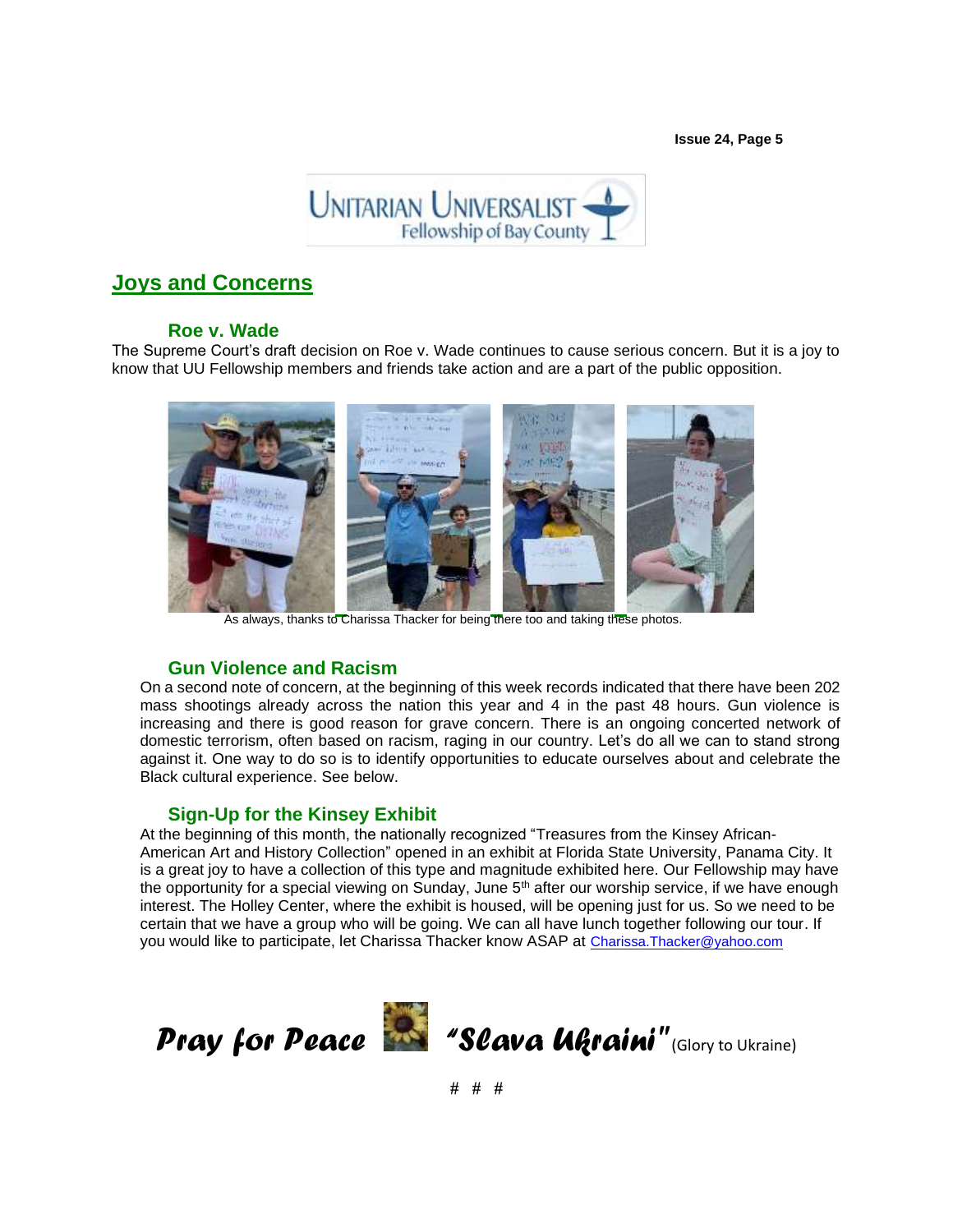## Joys and Concerns

### Roe v. Wade

The Supreme Court's draft decision on Roe v. Wade continues to cause serious concern. But it is a joy to know that UU Fellowship members and friends take action and are a part of the public opposition.

As always, thanks to Charissa Thacker for being there too and taking these photos.

### Gun Violence and Racism

On a second note of concern, at the beginning of this week records indicated that there have been 202 mass shootings already across the nation this year and 4 in the past 48 hours. Gun violence is increasing and there is good reason for grave concern. There is an ongoing concerted network of domestic terrorism, often based on racism, raging in our country. Let's do all we can to stand strong against it. One way to do so is to identify opportunities to educate ourselves about and celebrate the Black cultural experience. See below.

### Sign-Up for the Kinsey Exhibit

At the beginning of this month, the nationally recognized "Treasures from the Kinsey African-American Art and History Collection" opened in an exhibit at Florida State University, Panama City. It is a great joy to have a collection of this type and magnitude exhibited here. Our Fellowship may have the opportunity for a special viewing on Sunday, June 5th after our worship service, if we have enough interest. The Holley Center, where the exhibit is housed, will be opening just for us. So we need to be certain that we have a group who will be going. We can all have lunch together following our tour. If you would like to participate, let Charissa Thacker know ASAP at Charissa.Thacker@yahoo.com

***Pray for Peace*** ***"Slava Ukraini"*** (Glory to Ukraine)

# # #